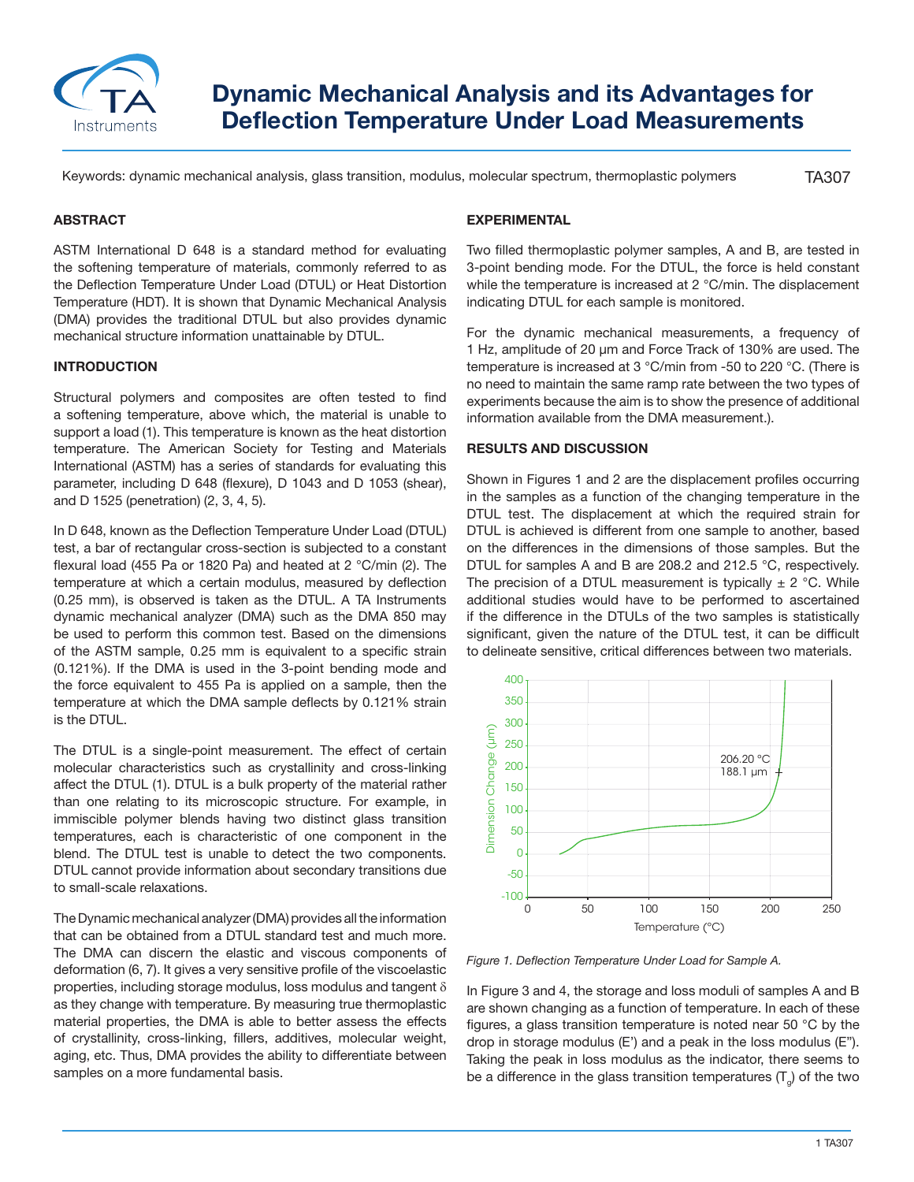# Dynamic Mechanical Analysis and its Advantages for Deflection Temperature Under Load Measurements

Keywords: dynamic mechanical analysis, glass transition, modulus, molecular spectrum, thermoplastic polymers

TA307

## ABSTRACT

ASTM International D 648 is a standard method for evaluating the softening temperature of materials, commonly referred to as the Deflection Temperature Under Load (DTUL) or Heat Distortion Temperature (HDT). It is shown that Dynamic Mechanical Analysis (DMA) provides the traditional DTUL but also provides dynamic mechanical structure information unattainable by DTUL.

## INTRODUCTION

Structural polymers and composites are often tested to find a softening temperature, above which, the material is unable to support a load (1). This temperature is known as the heat distortion temperature. The American Society for Testing and Materials International (ASTM) has a series of standards for evaluating this parameter, including D 648 (flexure), D 1043 and D 1053 (shear), and D 1525 (penetration) (2, 3, 4, 5).

In D 648, known as the Deflection Temperature Under Load (DTUL) test, a bar of rectangular cross-section is subjected to a constant flexural load (455 Pa or 1820 Pa) and heated at 2 °C/min (2). The temperature at which a certain modulus, measured by deflection (0.25 mm), is observed is taken as the DTUL. A TA Instruments dynamic mechanical analyzer (DMA) such as the DMA 850 may be used to perform this common test. Based on the dimensions of the ASTM sample, 0.25 mm is equivalent to a specific strain (0.121%). If the DMA is used in the 3-point bending mode and the force equivalent to 455 Pa is applied on a sample, then the temperature at which the DMA sample deflects by 0.121% strain is the DTUL.

The DTUL is a single-point measurement. The effect of certain molecular characteristics such as crystallinity and cross-linking affect the DTUL (1). DTUL is a bulk property of the material rather than one relating to its microscopic structure. For example, in immiscible polymer blends having two distinct glass transition temperatures, each is characteristic of one component in the blend. The DTUL test is unable to detect the two components. DTUL cannot provide information about secondary transitions due to small-scale relaxations.

The Dynamic mechanical analyzer (DMA) provides all the information that can be obtained from a DTUL standard test and much more. The DMA can discern the elastic and viscous components of deformation (6, 7). It gives a very sensitive profile of the viscoelastic properties, including storage modulus, loss modulus and tangent $\delta$ as they change with temperature. By measuring true thermoplastic material properties, the DMA is able to better assess the effects of crystallinity, cross-linking, fillers, additives, molecular weight, aging, etc. Thus, DMA provides the ability to differentiate between samples on a more fundamental basis.

## EXPERIMENTAL

Two filled thermoplastic polymer samples, A and B, are tested in 3-point bending mode. For the DTUL, the force is held constant while the temperature is increased at 2 °C/min. The displacement indicating DTUL for each sample is monitored.

For the dynamic mechanical measurements, a frequency of 1 Hz, amplitude of 20 µm and Force Track of 130% are used. The temperature is increased at 3 °C/min from -50 to 220 °C. (There is no need to maintain the same ramp rate between the two types of experiments because the aim is to show the presence of additional information available from the DMA measurement.).

## RESULTS AND DISCUSSION

Shown in Figures 1 and 2 are the displacement profiles occurring in the samples as a function of the changing temperature in the DTUL test. The displacement at which the required strain for DTUL is achieved is different from one sample to another, based on the differences in the dimensions of those samples. But the DTUL for samples A and B are 208.2 and 212.5 °C, respectively. The precision of a DTUL measurement is typically ± 2 °C. While additional studies would have to be performed to ascertained if the difference in the DTULs of the two samples is statistically significant, given the nature of the DTUL test, it can be difficult to delineate sensitive, critical differences between two materials.

*Figure 1. Deflection Temperature Under Load for Sample A.*

In Figure 3 and 4, the storage and loss moduli of samples A and B are shown changing as a function of temperature. In each of these figures, a glass transition temperature is noted near 50 °C by the drop in storage modulus (E') and a peak in the loss modulus (E"). Taking the peak in loss modulus as the indicator, there seems to be a difference in the glass transition temperatures ($T_g$) of the two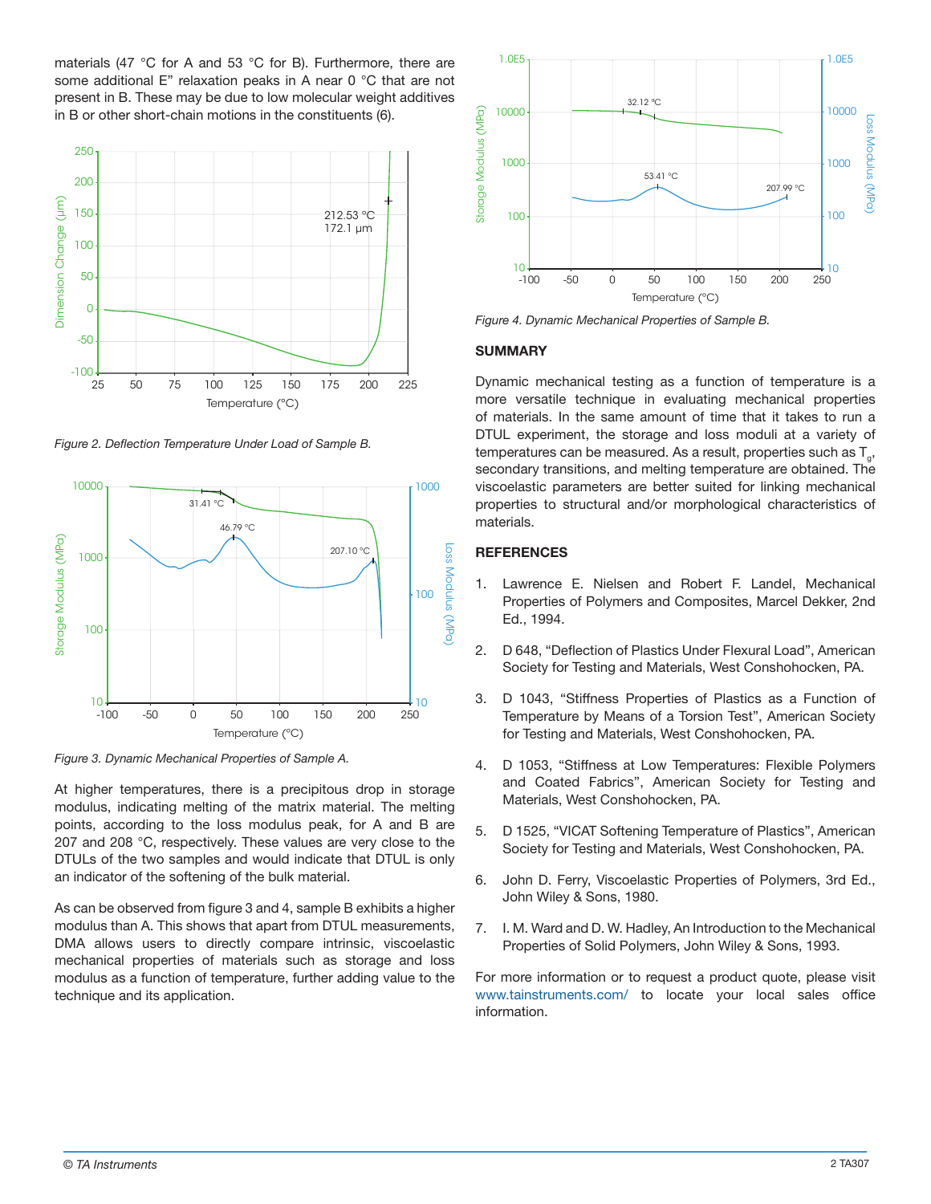materials (47 °C for A and 53 °C for B). Furthermore, there are some additional E" relaxation peaks in A near 0 °C that are not present in B. These may be due to low molecular weight additives in B or other short-chain motions in the constituents (6).

Dimension Change (µm)
Temperature (°C)
212.53 °C
172.1 µm

*Figure 2. Deflection Temperature Under Load of Sample B.*

Storage Modulus (MPa)
Loss Modulus (MPa)
Temperature (°C)
31.41 °C
46.79 °C
207.10 °C

*Figure 3. Dynamic Mechanical Properties of Sample A.*

At higher temperatures, there is a precipitous drop in storage modulus, indicating melting of the matrix material. The melting points, according to the loss modulus peak, for A and B are 207 and 208 °C, respectively. These values are very close to the DTULs of the two samples and would indicate that DTUL is only an indicator of the softening of the bulk material.

As can be observed from figure 3 and 4, sample B exhibits a higher modulus than A. This shows that apart from DTUL measurements, DMA allows users to directly compare intrinsic, viscoelastic mechanical properties of materials such as storage and loss modulus as a function of temperature, further adding value to the technique and its application.

Storage Modulus (MPa)
Loss Modulus (MPa)
Temperature (°C)
32.12 °C
53.41 °C
207.99 °C

*Figure 4. Dynamic Mechanical Properties of Sample B.*

## SUMMARY

Dynamic mechanical testing as a function of temperature is a more versatile technique in evaluating mechanical properties of materials. In the same amount of time that it takes to run a DTUL experiment, the storage and loss moduli at a variety of temperatures can be measured. As a result, properties such as $T_g$, secondary transitions, and melting temperature are obtained. The viscoelastic parameters are better suited for linking mechanical properties to structural and/or morphological characteristics of materials.

## REFERENCES

1. Lawrence E. Nielsen and Robert F. Landel, Mechanical Properties of Polymers and Composites, Marcel Dekker, 2nd Ed., 1994.
2. D 648, "Deflection of Plastics Under Flexural Load", American Society for Testing and Materials, West Conshohocken, PA.
3. D 1043, "Stiffness Properties of Plastics as a Function of Temperature by Means of a Torsion Test", American Society for Testing and Materials, West Conshohocken, PA.
4. D 1053, "Stiffness at Low Temperatures: Flexible Polymers and Coated Fabrics", American Society for Testing and Materials, West Conshohocken, PA.
5. D 1525, "VICAT Softening Temperature of Plastics", American Society for Testing and Materials, West Conshohocken, PA.
6. John D. Ferry, Viscoelastic Properties of Polymers, 3rd Ed., John Wiley & Sons, 1980.
7. I. M. Ward and D. W. Hadley, An Introduction to the Mechanical Properties of Solid Polymers, John Wiley & Sons, 1993.

For more information or to request a product quote, please visit www.tainstruments.com/ to locate your local sales office information.

© TA Instruments